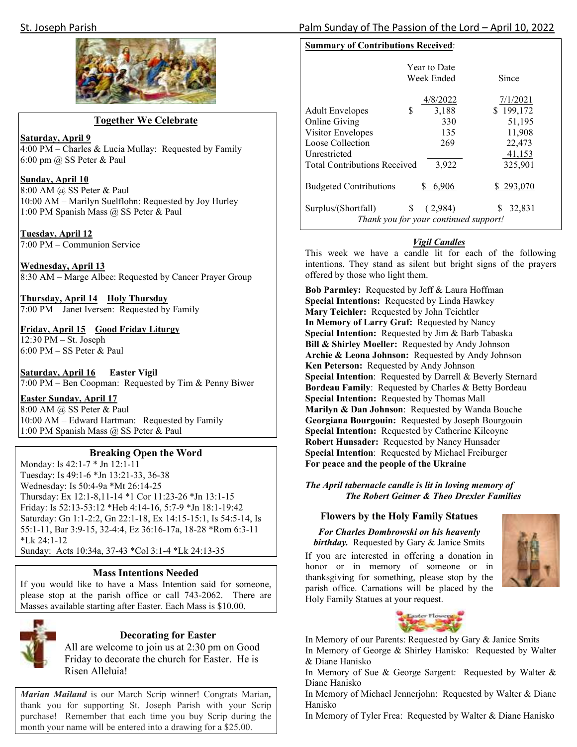## Together We Celebrate

**Saturday, April 9**
4:00 PM – Charles & Lucia Mullay: Requested by Family
6:00 pm @ SS Peter & Paul

**Sunday, April 10**
8:00 AM @ SS Peter & Paul
10:00 AM – Marilyn Suelflohn: Requested by Joy Hurley
1:00 PM Spanish Mass @ SS Peter & Paul

**Tuesday, April 12**
7:00 PM – Communion Service

**Wednesday, April 13**
8:30 AM – Marge Albee: Requested by Cancer Prayer Group

**Thursday, April 14 Holy Thursday**
7:00 PM – Janet Iversen: Requested by Family

**Friday, April 15 Good Friday Liturgy**
12:30 PM – St. Joseph
6:00 PM – SS Peter & Paul

**Saturday, April 16 Easter Vigil**
7:00 PM – Ben Coopman: Requested by Tim & Penny Biwer

**Easter Sunday, April 17**
8:00 AM @ SS Peter & Paul
10:00 AM – Edward Hartman: Requested by Family
1:00 PM Spanish Mass @ SS Peter & Paul

## Breaking Open the Word

Monday: Is 42:1-7 * Jn 12:1-11
Tuesday: Is 49:1-6 *Jn 13:21-33, 36-38
Wednesday: Is 50:4-9a *Mt 26:14-25
Thursday: Ex 12:1-8,11-14 *1 Cor 11:23-26 *Jn 13:1-15
Friday: Is 52:13-53:12 *Heb 4:14-16, 5:7-9 *Jn 18:1-19:42
Saturday: Gn 1:1-2:2, Gn 22:1-18, Ex 14:15-15:1, Is 54:5-14, Is 55:1-11, Bar 3:9-15, 32-4:4, Ez 36:16-17a, 18-28 *Rom 6:3-11 *Lk 24:1-12
Sunday: Acts 10:34a, 37-43 *Col 3:1-4 *Lk 24:13-35

## Mass Intentions Needed

If you would like to have a Mass Intention said for someone, please stop at the parish office or call 743-2062. There are Masses available starting after Easter. Each Mass is $10.00.

## Decorating for Easter

All are welcome to join us at 2:30 pm on Good Friday to decorate the church for Easter. He is Risen Alleluia!

***Marian Mailand*** is our March Scrip winner! Congrats Marian**,** thank you for supporting St. Joseph Parish with your Scrip purchase! Remember that each time you buy Scrip during the month your name will be entered into a drawing for a $25.00.

## Summary of Contributions Received:

| | Year to Date Week Ended 4/8/2022 | Since 7/1/2021 |
|---|---|---|
| Adult Envelopes | $ 3,188 | $ 199,172 |
| Online Giving | 330 | 51,195 |
| Visitor Envelopes | 135 | 11,908 |
| Loose Collection | 269 | 22,473 |
| Unrestricted | | 41,153 |
| Total Contributions Received | 3,922 | 325,901 |
| Budgeted Contributions | $ 6,906 | $ 293,070 |
| Surplus/(Shortfall) | $ ( 2,984) | $ 32,831 |

*Thank you for your continued support!*

## *Vigil Candles*

This week we have a candle lit for each of the following intentions. They stand as silent but bright signs of the prayers offered by those who light them.

**Bob Parmley:** Requested by Jeff & Laura Hoffman
**Special Intentions:** Requested by Linda Hawkey
**Mary Teichler:** Requested by John Teichtler
**In Memory of Larry Graf:** Requested by Nancy
**Special Intention:** Requested by Jim & Barb Tabaska
**Bill & Shirley Moeller:** Requested by Andy Johnson
**Archie & Leona Johnson:** Requested by Andy Johnson
**Ken Peterson:** Requested by Andy Johnson
**Special Intention**: Requested by Darrell & Beverly Sternard
**Bordeau Family**: Requested by Charles & Betty Bordeau
**Special Intention:** Requested by Thomas Mall
**Marilyn & Dan Johnson**: Requested by Wanda Bouche
**Georgiana Bourgouin:** Requested by Joseph Bourgouin
**Special Intention:** Requested by Catherine Kilcoyne
**Robert Hunsader:** Requested by Nancy Hunsader
**Special Intention**: Requested by Michael Freiburger
**For peace and the people of the Ukraine**

***The April tabernacle candle is lit in loving memory of The Robert Geitner & Theo Drexler Families***

## Flowers by the Holy Family Statues

***For Charles Dombrowski on his heavenly birthday.*** Requested by Gary & Janice Smits

If you are interested in offering a donation in honor or in memory of someone or in thanksgiving for something, please stop by the parish office. Carnations will be placed by the Holy Family Statues at your request.

Easter Flowers

In Memory of our Parents: Requested by Gary & Janice Smits
In Memory of George & Shirley Hanisko: Requested by Walter & Diane Hanisko
In Memory of Sue & George Sargent: Requested by Walter & Diane Hanisko
In Memory of Michael Jennerjohn: Requested by Walter & Diane Hanisko
In Memory of Tyler Frea: Requested by Walter & Diane Hanisko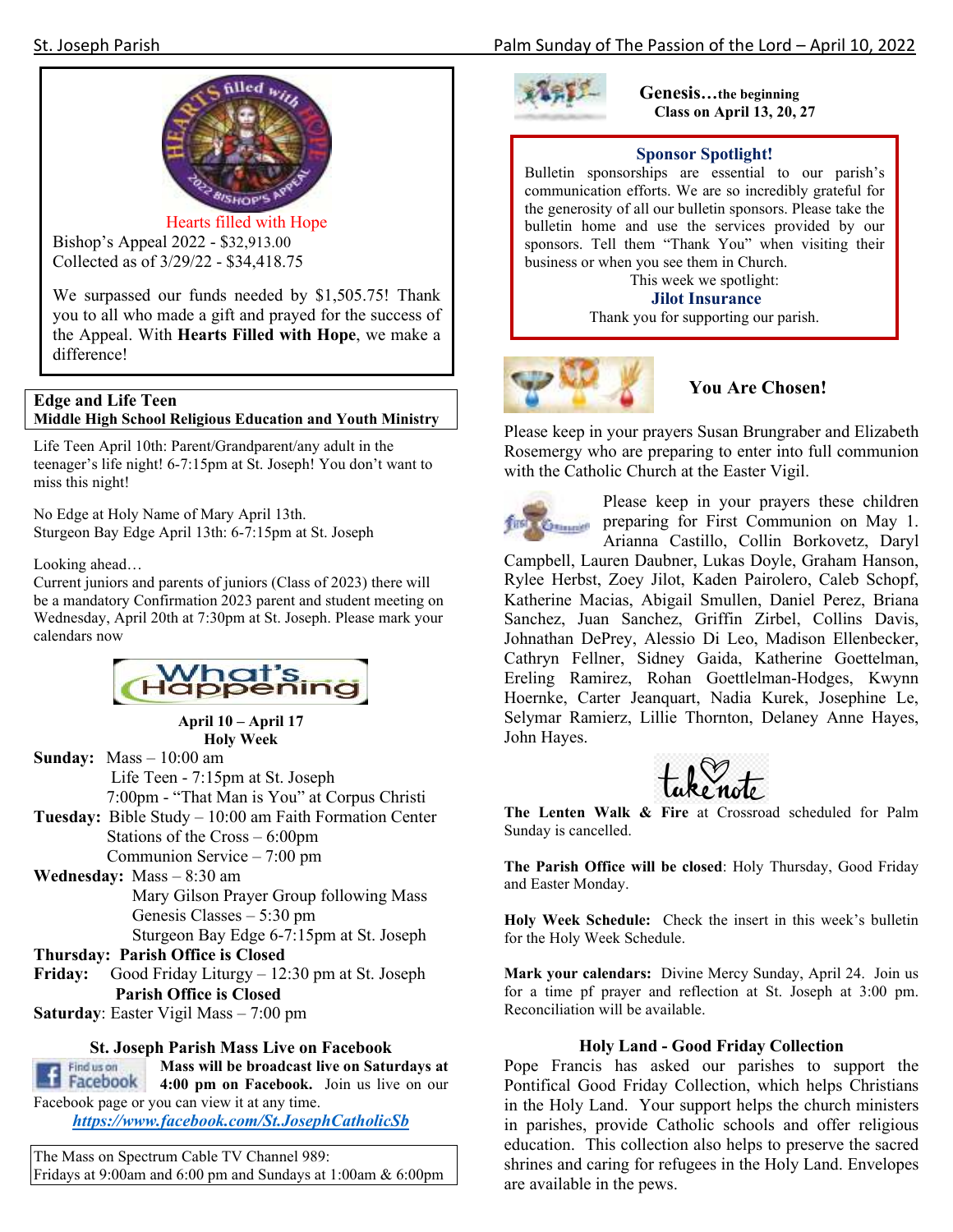Hearts filled with Hope

Bishop's Appeal 2022 - $32,913.00
Collected as of 3/29/22 - $34,418.75

We surpassed our funds needed by $1,505.75! Thank you to all who made a gift and prayed for the success of the Appeal. With **Hearts Filled with Hope**, we make a difference!

**Edge and Life Teen**
**Middle High School Religious Education and Youth Ministry**

Life Teen April 10th: Parent/Grandparent/any adult in the teenager's life night! 6-7:15pm at St. Joseph! You don't want to miss this night!

No Edge at Holy Name of Mary April 13th.
Sturgeon Bay Edge April 13th: 6-7:15pm at St. Joseph

Looking ahead…
Current juniors and parents of juniors (Class of 2023) there will be a mandatory Confirmation 2023 parent and student meeting on Wednesday, April 20th at 7:30pm at St. Joseph. Please mark your calendars now

## What's Happening

**April 10 – April 17**
**Holy Week**

**Sunday:** Mass – 10:00 am
Life Teen - 7:15pm at St. Joseph
7:00pm - "That Man is You" at Corpus Christi

**Tuesday:** Bible Study – 10:00 am Faith Formation Center
Stations of the Cross – 6:00pm
Communion Service – 7:00 pm

**Wednesday:** Mass – 8:30 am
Mary Gilson Prayer Group following Mass
Genesis Classes – 5:30 pm
Sturgeon Bay Edge 6-7:15pm at St. Joseph

**Thursday: Parish Office is Closed**

**Friday:** Good Friday Liturgy – 12:30 pm at St. Joseph
**Parish Office is Closed**

**Saturday**: Easter Vigil Mass – 7:00 pm

**St. Joseph Parish Mass Live on Facebook**

**Mass will be broadcast live on Saturdays at 4:00 pm on Facebook.** Join us live on our Facebook page or you can view it at any time.
***https://www.facebook.com/St.JosephCatholicSb***

The Mass on Spectrum Cable TV Channel 989:
Fridays at 9:00am and 6:00 pm and Sundays at 1:00am & 6:00pm

**Genesis…the beginning**
**Class on April 13, 20, 27**

**Sponsor Spotlight!**

Bulletin sponsorships are essential to our parish's communication efforts. We are so incredibly grateful for the generosity of all our bulletin sponsors. Please take the bulletin home and use the services provided by our sponsors. Tell them "Thank You" when visiting their business or when you see them in Church.

This week we spotlight:
**Jilot Insurance**
Thank you for supporting our parish.

## You Are Chosen!

Please keep in your prayers Susan Brungraber and Elizabeth Rosemergy who are preparing to enter into full communion with the Catholic Church at the Easter Vigil.

Please keep in your prayers these children preparing for First Communion on May 1. Arianna Castillo, Collin Borkovetz, Daryl Campbell, Lauren Daubner, Lukas Doyle, Graham Hanson, Rylee Herbst, Zoey Jilot, Kaden Pairolero, Caleb Schopf, Katherine Macias, Abigail Smullen, Daniel Perez, Briana Sanchez, Juan Sanchez, Griffin Zirbel, Collins Davis, Johnathan DePrey, Alessio Di Leo, Madison Ellenbecker, Cathryn Fellner, Sidney Gaida, Katherine Goettelman, Ereling Ramirez, Rohan Goettlelman-Hodges, Kwynn Hoernke, Carter Jeanquart, Nadia Kurek, Josephine Le, Selymar Ramierz, Lillie Thornton, Delaney Anne Hayes, John Hayes.

## take note

**The Lenten Walk & Fire** at Crossroad scheduled for Palm Sunday is cancelled.

**The Parish Office will be closed**: Holy Thursday, Good Friday and Easter Monday.

**Holy Week Schedule:** Check the insert in this week's bulletin for the Holy Week Schedule.

**Mark your calendars:** Divine Mercy Sunday, April 24. Join us for a time pf prayer and reflection at St. Joseph at 3:00 pm. Reconciliation will be available.

**Holy Land - Good Friday Collection**

Pope Francis has asked our parishes to support the Pontifical Good Friday Collection, which helps Christians in the Holy Land. Your support helps the church ministers in parishes, provide Catholic schools and offer religious education. This collection also helps to preserve the sacred shrines and caring for refugees in the Holy Land. Envelopes are available in the pews.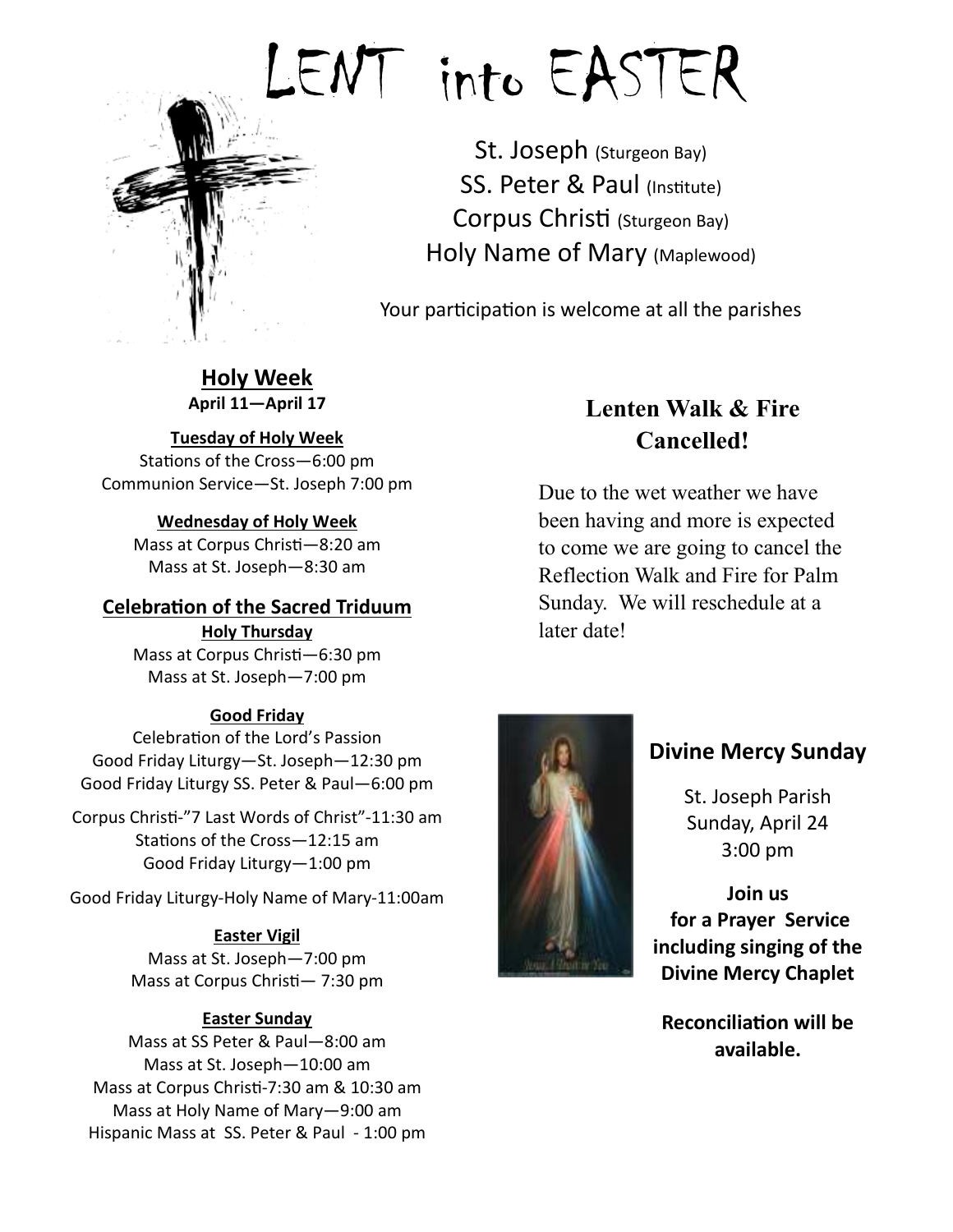# LENT into EASTER

St. Joseph (Sturgeon Bay)
SS. Peter & Paul (Institute)
Corpus Christi (Sturgeon Bay)
Holy Name of Mary (Maplewood)

Your participation is welcome at all the parishes

## Holy Week

**April 11—April 17**

**Tuesday of Holy Week**

Stations of the Cross—6:00 pm
Communion Service—St. Joseph 7:00 pm

**Wednesday of Holy Week**

Mass at Corpus Christi—8:20 am
Mass at St. Joseph—8:30 am

### Celebration of the Sacred Triduum

**Holy Thursday**

Mass at Corpus Christi—6:30 pm
Mass at St. Joseph—7:00 pm

**Good Friday**

Celebration of the Lord's Passion
Good Friday Liturgy—St. Joseph—12:30 pm
Good Friday Liturgy SS. Peter & Paul—6:00 pm

Corpus Christi-"7 Last Words of Christ"-11:30 am
Stations of the Cross—12:15 am
Good Friday Liturgy—1:00 pm

Good Friday Liturgy-Holy Name of Mary-11:00am

**Easter Vigil**

Mass at St. Joseph—7:00 pm
Mass at Corpus Christi— 7:30 pm

**Easter Sunday**

Mass at SS Peter & Paul—8:00 am
Mass at St. Joseph—10:00 am
Mass at Corpus Christi-7:30 am & 10:30 am
Mass at Holy Name of Mary—9:00 am
Hispanic Mass at SS. Peter & Paul - 1:00 pm

## Lenten Walk & Fire Cancelled!

Due to the wet weather we have been having and more is expected to come we are going to cancel the Reflection Walk and Fire for Palm Sunday. We will reschedule at a later date!

## Divine Mercy Sunday

St. Joseph Parish
Sunday, April 24
3:00 pm

**Join us for a Prayer Service including singing of the Divine Mercy Chaplet**

**Reconciliation will be available.**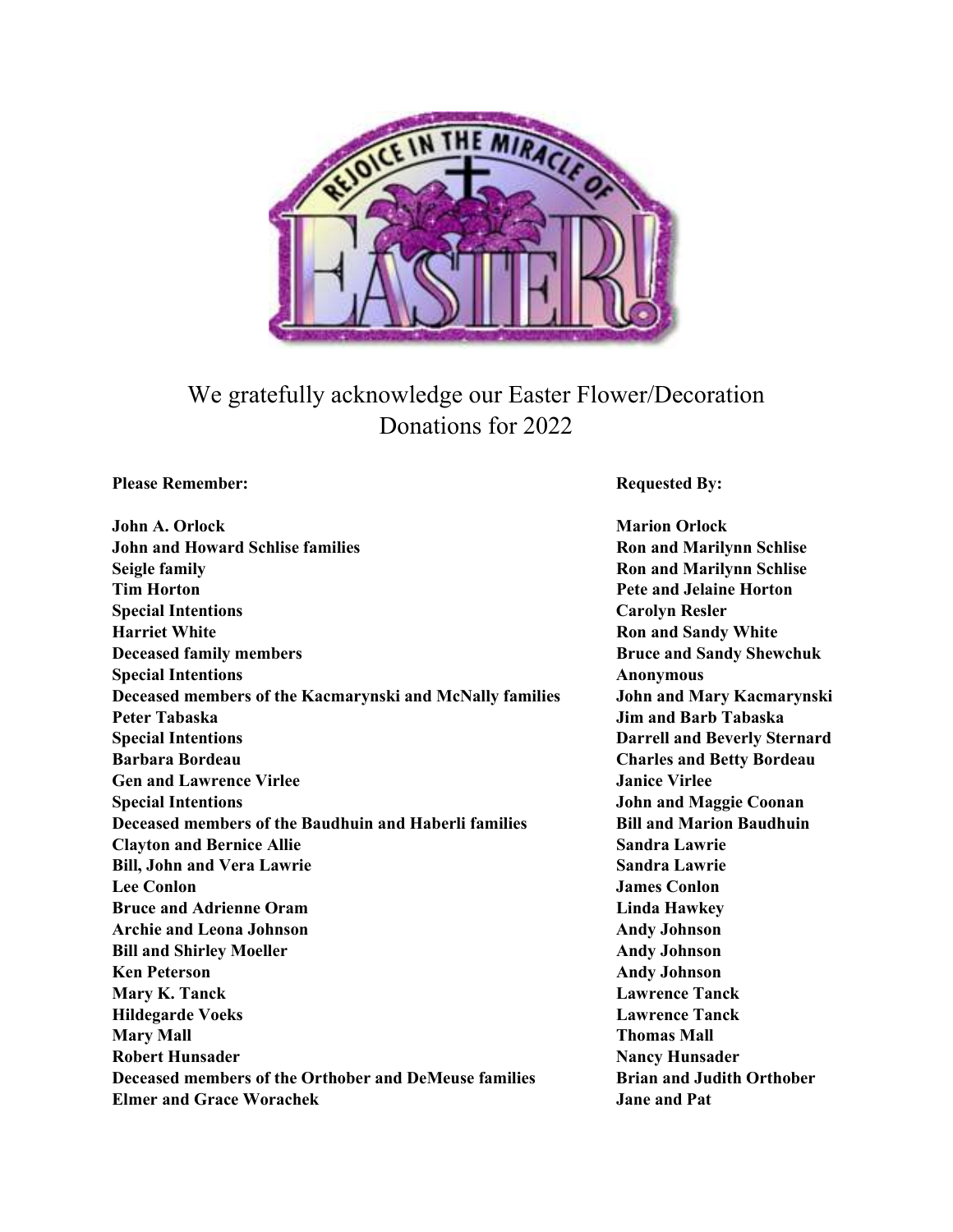We gratefully acknowledge our Easter Flower/Decoration Donations for 2022

| Please Remember: | Requested By: |
| --- | --- |
| John A. Orlock | Marion Orlock |
| John and Howard Schlise families | Ron and Marilynn Schlise |
| Seigle family | Ron and Marilynn Schlise |
| Tim Horton | Pete and Jelaine Horton |
| Special Intentions | Carolyn Resler |
| Harriet White | Ron and Sandy White |
| Deceased family members | Bruce and Sandy Shewchuk |
| Special Intentions | Anonymous |
| Deceased members of the Kacmarynski and McNally families | John and Mary Kacmarynski |
| Peter Tabaska | Jim and Barb Tabaska |
| Special Intentions | Darrell and Beverly Sternard |
| Barbara Bordeau | Charles and Betty Bordeau |
| Gen and Lawrence Virlee | Janice Virlee |
| Special Intentions | John and Maggie Coonan |
| Deceased members of the Baudhuin and Haberli families | Bill and Marion Baudhuin |
| Clayton and Bernice Allie | Sandra Lawrie |
| Bill, John and Vera Lawrie | Sandra Lawrie |
| Lee Conlon | James Conlon |
| Bruce and Adrienne Oram | Linda Hawkey |
| Archie and Leona Johnson | Andy Johnson |
| Bill and Shirley Moeller | Andy Johnson |
| Ken Peterson | Andy Johnson |
| Mary K. Tanck | Lawrence Tanck |
| Hildegarde Voeks | Lawrence Tanck |
| Mary Mall | Thomas Mall |
| Robert Hunsader | Nancy Hunsader |
| Deceased members of the Orthober and DeMeuse families | Brian and Judith Orthober |
| Elmer and Grace Worachek | Jane and Pat |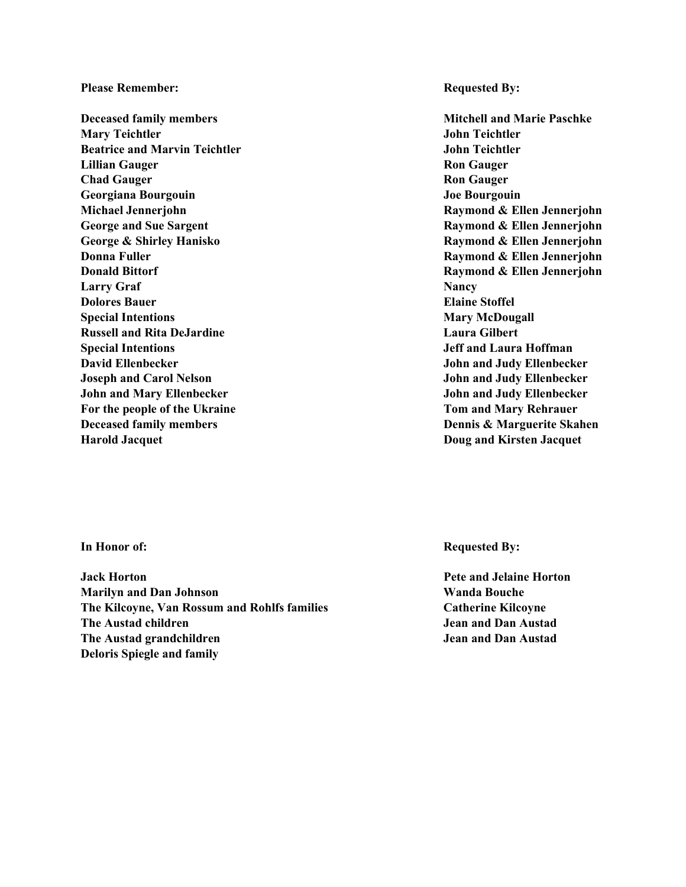| Please Remember: | Requested By: |
|---|---|
| Deceased family members | Mitchell and Marie Paschke |
| Mary Teichtler | John Teichtler |
| Beatrice and Marvin Teichtler | John Teichtler |
| Lillian Gauger | Ron Gauger |
| Chad Gauger | Ron Gauger |
| Georgiana Bourgouin | Joe Bourgouin |
| Michael Jennerjohn | Raymond & Ellen Jennerjohn |
| George and Sue Sargent | Raymond & Ellen Jennerjohn |
| George & Shirley Hanisko | Raymond & Ellen Jennerjohn |
| Donna Fuller | Raymond & Ellen Jennerjohn |
| Donald Bittorf | Raymond & Ellen Jennerjohn |
| Larry Graf | Nancy |
| Dolores Bauer | Elaine Stoffel |
| Special Intentions | Mary McDougall |
| Russell and Rita DeJardine | Laura Gilbert |
| Special Intentions | Jeff and Laura Hoffman |
| David Ellenbecker | John and Judy Ellenbecker |
| Joseph and Carol Nelson | John and Judy Ellenbecker |
| John and Mary Ellenbecker | John and Judy Ellenbecker |
| For the people of the Ukraine | Tom and Mary Rehrauer |
| Deceased family members | Dennis & Marguerite Skahen |
| Harold Jacquet | Doug and Kirsten Jacquet |

| In Honor of: | Requested By: |
|---|---|
| Jack Horton | Pete and Jelaine Horton |
| Marilyn and Dan Johnson | Wanda Bouche |
| The Kilcoyne, Van Rossum and Rohlfs families | Catherine Kilcoyne |
| The Austad children | Jean and Dan Austad |
| The Austad grandchildren | Jean and Dan Austad |
| Deloris Spiegle and family | |